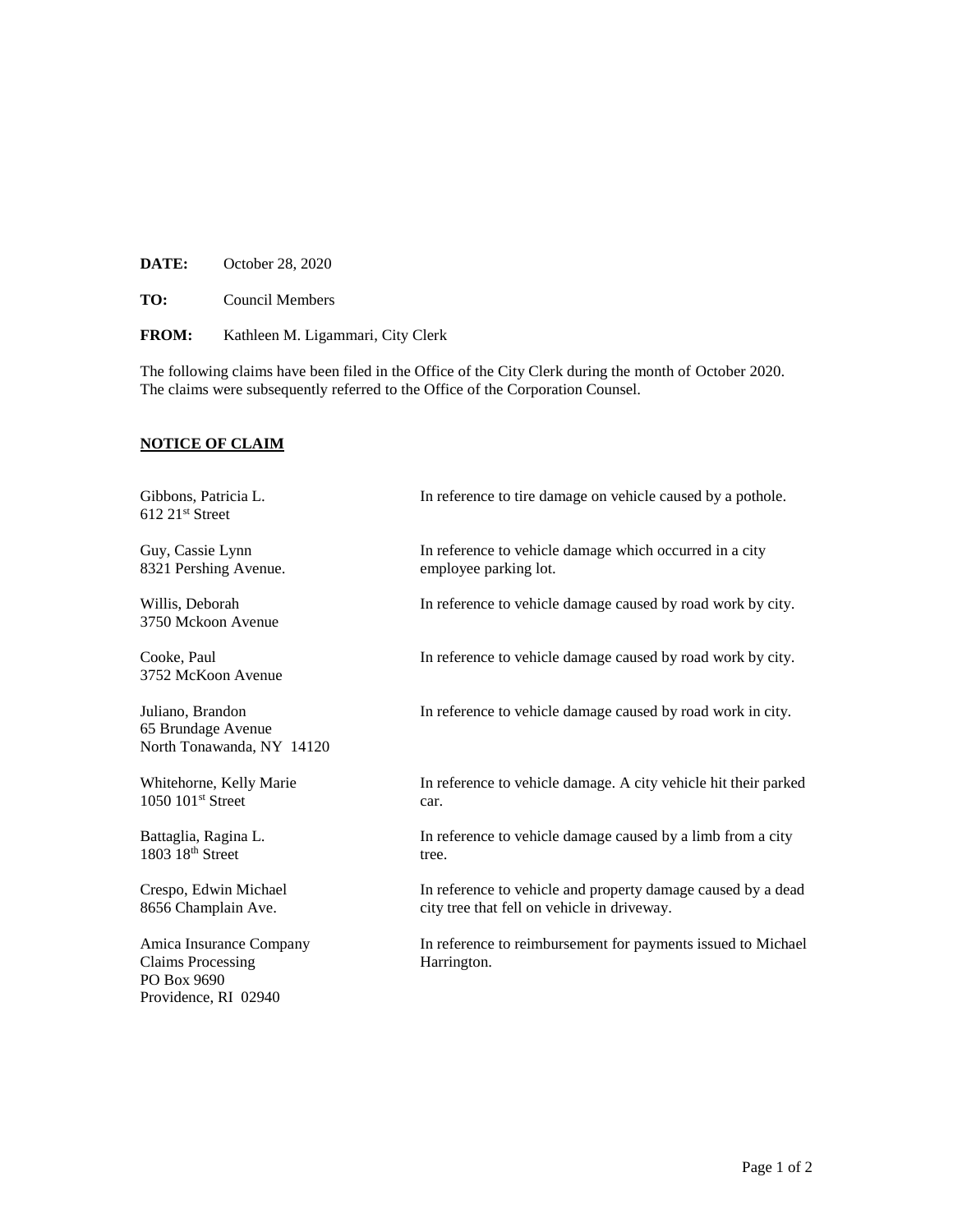**DATE:** October 28, 2020

**TO:** Council Members

**FROM:** Kathleen M. Ligammari, City Clerk

The following claims have been filed in the Office of the City Clerk during the month of October 2020. The claims were subsequently referred to the Office of the Corporation Counsel.

**NOTICE OF CLAIM**

| Claimant | Description |
| --- | --- |
| Gibbons, Patricia L.<br>612 21st Street | In reference to tire damage on vehicle caused by a pothole. |
| Guy, Cassie Lynn<br>8321 Pershing Avenue. | In reference to vehicle damage which occurred in a city employee parking lot. |
| Willis, Deborah<br>3750 Mckoon Avenue | In reference to vehicle damage caused by road work by city. |
| Cooke, Paul<br>3752 McKoon Avenue | In reference to vehicle damage caused by road work by city. |
| Juliano, Brandon<br>65 Brundage Avenue<br>North Tonawanda, NY 14120 | In reference to vehicle damage caused by road work in city. |
| Whitehorne, Kelly Marie<br>1050 101st Street | In reference to vehicle damage. A city vehicle hit their parked car. |
| Battaglia, Ragina L.<br>1803 18th Street | In reference to vehicle damage caused by a limb from a city tree. |
| Crespo, Edwin Michael<br>8656 Champlain Ave. | In reference to vehicle and property damage caused by a dead city tree that fell on vehicle in driveway. |
| Amica Insurance Company<br>Claims Processing<br>PO Box 9690<br>Providence, RI 02940 | In reference to reimbursement for payments issued to Michael Harrington. |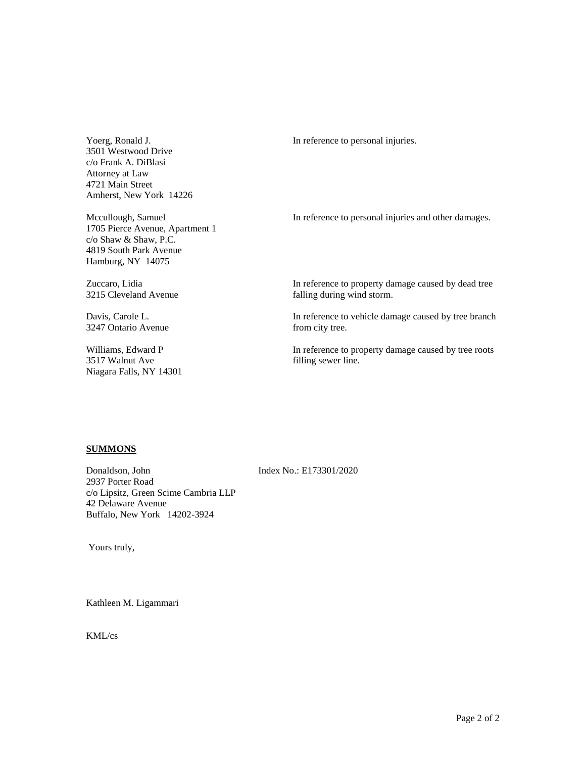| | |
|---|---|
| Yoerg, Ronald J.<br>3501 Westwood Drive<br>c/o Frank A. DiBlasi<br>Attorney at Law<br>4721 Main Street<br>Amherst, New York 14226 | In reference to personal injuries. |
| Mccullough, Samuel<br>1705 Pierce Avenue, Apartment 1<br>c/o Shaw & Shaw, P.C.<br>4819 South Park Avenue<br>Hamburg, NY 14075 | In reference to personal injuries and other damages. |
| Zuccaro, Lidia<br>3215 Cleveland Avenue | In reference to property damage caused by dead tree falling during wind storm. |
| Davis, Carole L.<br>3247 Ontario Avenue | In reference to vehicle damage caused by tree branch from city tree. |
| Williams, Edward P<br>3517 Walnut Ave<br>Niagara Falls, NY 14301 | In reference to property damage caused by tree roots filling sewer line. |

**SUMMONS**

| | |
|---|---|
| Donaldson, John<br>2937 Porter Road<br>c/o Lipsitz, Green Scime Cambria LLP<br>42 Delaware Avenue<br>Buffalo, New York 14202-3924 | Index No.: E173301/2020 |

Yours truly,

Kathleen M. Ligammari

KML/cs